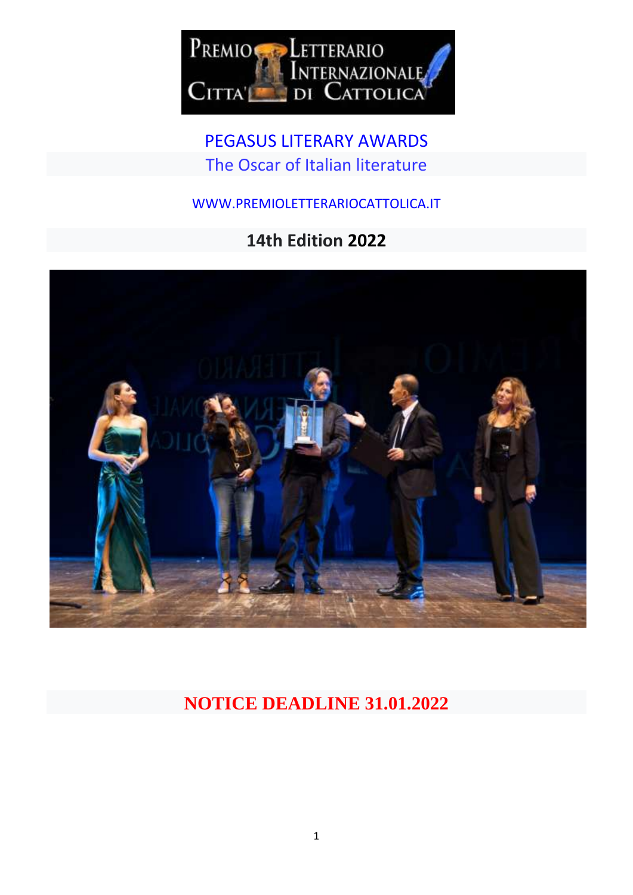PREMIO LETTERARIO INTERNAZIONALE CITTA' DI CATTOLICA

# PEGASUS LITERARY AWARDS

The Oscar of Italian literature

WWW.PREMIOLETTERARIOCATTOLICA.IT

## 14th Edition 2022

## NOTICE DEADLINE 31.01.2022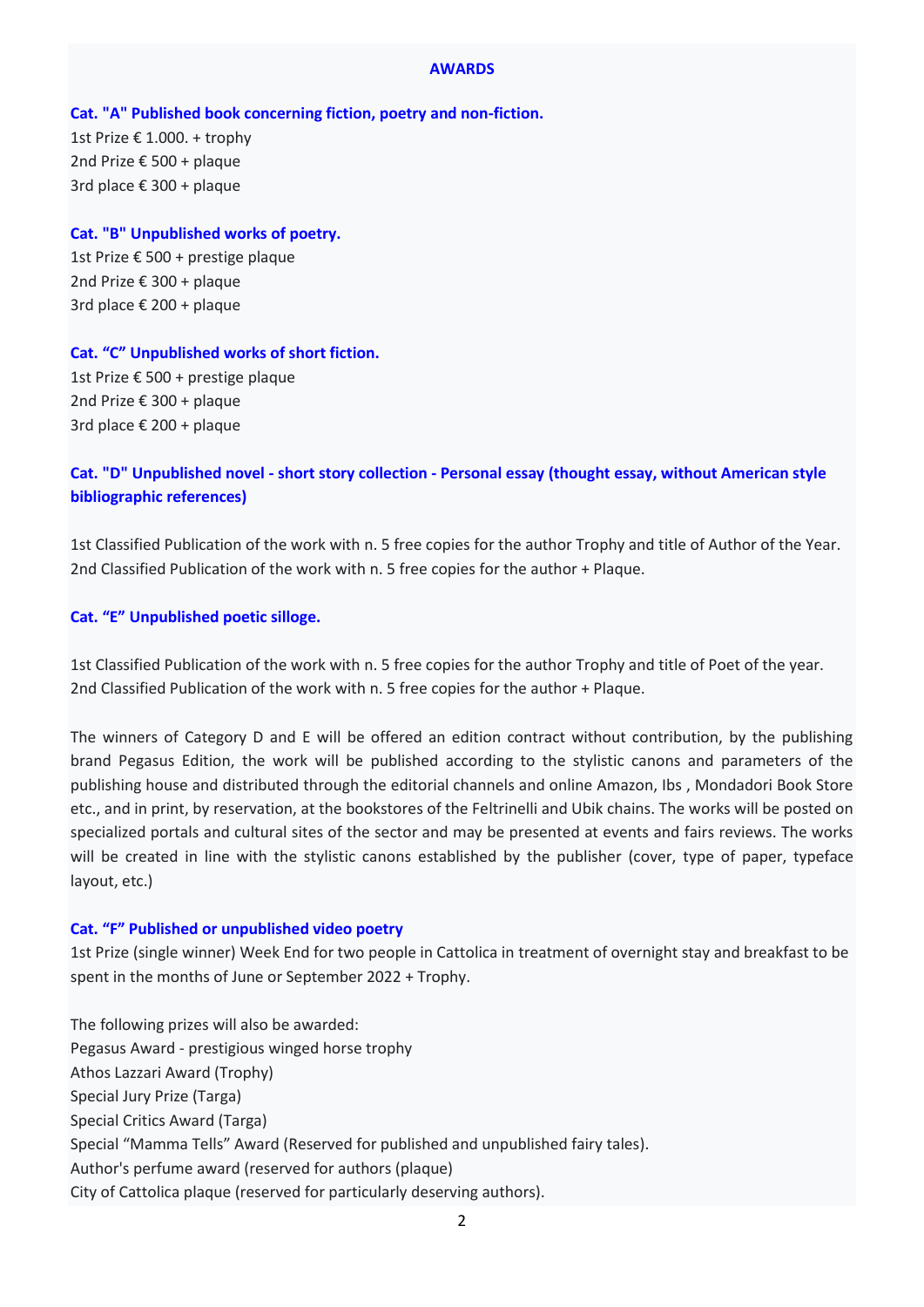## AWARDS

**Cat. "A" Published book concerning fiction, poetry and non-fiction.**

1st Prize € 1.000. + trophy
2nd Prize € 500 + plaque
3rd place € 300 + plaque

**Cat. "B" Unpublished works of poetry.**

1st Prize € 500 + prestige plaque
2nd Prize € 300 + plaque
3rd place € 200 + plaque

**Cat. "C" Unpublished works of short fiction.**

1st Prize € 500 + prestige plaque
2nd Prize € 300 + plaque
3rd place € 200 + plaque

**Cat. "D" Unpublished novel - short story collection - Personal essay (thought essay, without American style bibliographic references)**

1st Classified Publication of the work with n. 5 free copies for the author Trophy and title of Author of the Year.
2nd Classified Publication of the work with n. 5 free copies for the author + Plaque.

**Cat. "E" Unpublished poetic silloge.**

1st Classified Publication of the work with n. 5 free copies for the author Trophy and title of Poet of the year.
2nd Classified Publication of the work with n. 5 free copies for the author + Plaque.

The winners of Category D and E will be offered an edition contract without contribution, by the publishing brand Pegasus Edition, the work will be published according to the stylistic canons and parameters of the publishing house and distributed through the editorial channels and online Amazon, Ibs , Mondadori Book Store etc., and in print, by reservation, at the bookstores of the Feltrinelli and Ubik chains. The works will be posted on specialized portals and cultural sites of the sector and may be presented at events and fairs reviews. The works will be created in line with the stylistic canons established by the publisher (cover, type of paper, typeface layout, etc.)

**Cat. "F" Published or unpublished video poetry**

1st Prize (single winner) Week End for two people in Cattolica in treatment of overnight stay and breakfast to be spent in the months of June or September 2022 + Trophy.

The following prizes will also be awarded:
Pegasus Award - prestigious winged horse trophy
Athos Lazzari Award (Trophy)
Special Jury Prize (Targa)
Special Critics Award (Targa)
Special "Mamma Tells" Award (Reserved for published and unpublished fairy tales).
Author's perfume award (reserved for authors (plaque)
City of Cattolica plaque (reserved for particularly deserving authors).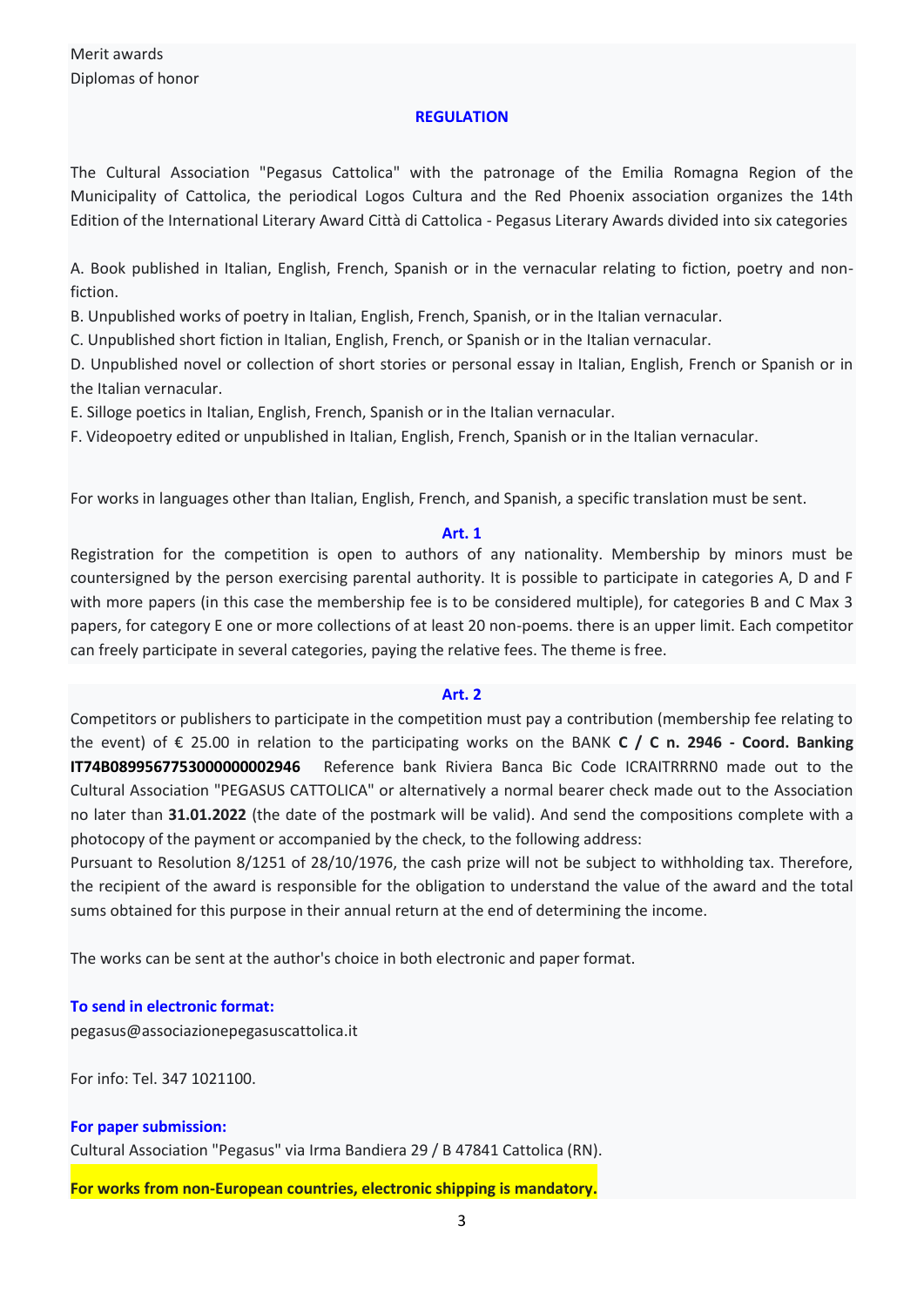Merit awards
Diplomas of honor

## REGULATION

The Cultural Association "Pegasus Cattolica" with the patronage of the Emilia Romagna Region of the Municipality of Cattolica, the periodical Logos Cultura and the Red Phoenix association organizes the 14th Edition of the International Literary Award Città di Cattolica - Pegasus Literary Awards divided into six categories

A. Book published in Italian, English, French, Spanish or in the vernacular relating to fiction, poetry and non-fiction.
B. Unpublished works of poetry in Italian, English, French, Spanish, or in the Italian vernacular.
C. Unpublished short fiction in Italian, English, French, or Spanish or in the Italian vernacular.
D. Unpublished novel or collection of short stories or personal essay in Italian, English, French or Spanish or in the Italian vernacular.
E. Silloge poetics in Italian, English, French, Spanish or in the Italian vernacular.
F. Videopoetry edited or unpublished in Italian, English, French, Spanish or in the Italian vernacular.

For works in languages other than Italian, English, French, and Spanish, a specific translation must be sent.

### Art. 1

Registration for the competition is open to authors of any nationality. Membership by minors must be countersigned by the person exercising parental authority. It is possible to participate in categories A, D and F with more papers (in this case the membership fee is to be considered multiple), for categories B and C Max 3 papers, for category E one or more collections of at least 20 non-poems. there is an upper limit. Each competitor can freely participate in several categories, paying the relative fees. The theme is free.

### Art. 2

Competitors or publishers to participate in the competition must pay a contribution (membership fee relating to the event) of € 25.00 in relation to the participating works on the BANK **C / C n. 2946 - Coord. Banking IT74B0899567753000000002946** Reference bank Riviera Banca Bic Code ICRAITRRRN0 made out to the Cultural Association "PEGASUS CATTOLICA" or alternatively a normal bearer check made out to the Association no later than **31.01.2022** (the date of the postmark will be valid). And send the compositions complete with a photocopy of the payment or accompanied by the check, to the following address:
Pursuant to Resolution 8/1251 of 28/10/1976, the cash prize will not be subject to withholding tax. Therefore, the recipient of the award is responsible for the obligation to understand the value of the award and the total sums obtained for this purpose in their annual return at the end of determining the income.

The works can be sent at the author's choice in both electronic and paper format.

**To send in electronic format:**
pegasus@associazionepegasuscattolica.it

For info: Tel. 347 1021100.

**For paper submission:**
Cultural Association "Pegasus" via Irma Bandiera 29 / B 47841 Cattolica (RN).

**For works from non-European countries, electronic shipping is mandatory.**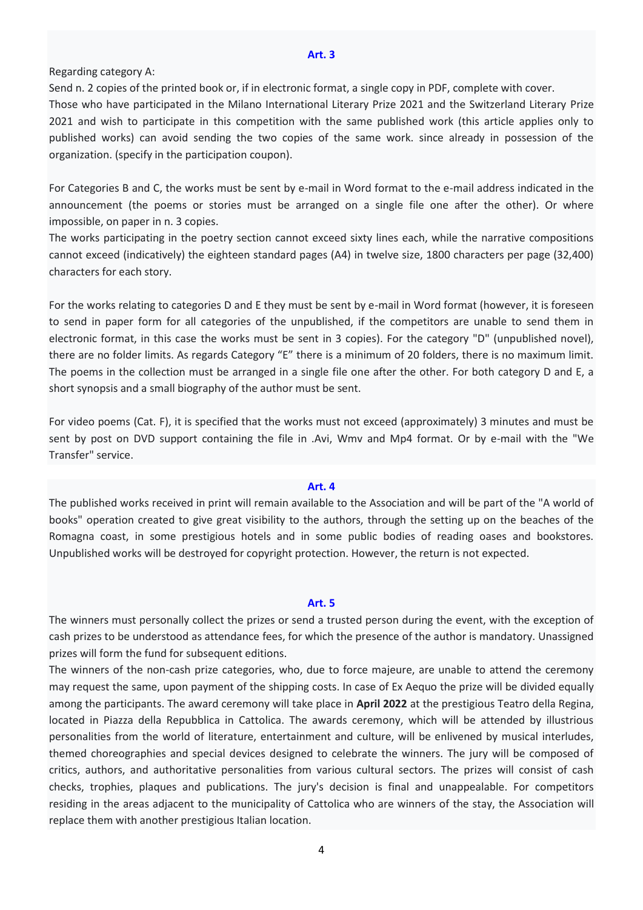## Art. 3

Regarding category A:

Send n. 2 copies of the printed book or, if in electronic format, a single copy in PDF, complete with cover.

Those who have participated in the Milano International Literary Prize 2021 and the Switzerland Literary Prize 2021 and wish to participate in this competition with the same published work (this article applies only to published works) can avoid sending the two copies of the same work. since already in possession of the organization. (specify in the participation coupon).

For Categories B and C, the works must be sent by e-mail in Word format to the e-mail address indicated in the announcement (the poems or stories must be arranged on a single file one after the other). Or where impossible, on paper in n. 3 copies.

The works participating in the poetry section cannot exceed sixty lines each, while the narrative compositions cannot exceed (indicatively) the eighteen standard pages (A4) in twelve size, 1800 characters per page (32,400) characters for each story.

For the works relating to categories D and E they must be sent by e-mail in Word format (however, it is foreseen to send in paper form for all categories of the unpublished, if the competitors are unable to send them in electronic format, in this case the works must be sent in 3 copies). For the category "D" (unpublished novel), there are no folder limits. As regards Category "E" there is a minimum of 20 folders, there is no maximum limit. The poems in the collection must be arranged in a single file one after the other. For both category D and E, a short synopsis and a small biography of the author must be sent.

For video poems (Cat. F), it is specified that the works must not exceed (approximately) 3 minutes and must be sent by post on DVD support containing the file in .Avi, Wmv and Mp4 format. Or by e-mail with the "We Transfer" service.

## Art. 4

The published works received in print will remain available to the Association and will be part of the "A world of books" operation created to give great visibility to the authors, through the setting up on the beaches of the Romagna coast, in some prestigious hotels and in some public bodies of reading oases and bookstores. Unpublished works will be destroyed for copyright protection. However, the return is not expected.

## Art. 5

The winners must personally collect the prizes or send a trusted person during the event, with the exception of cash prizes to be understood as attendance fees, for which the presence of the author is mandatory. Unassigned prizes will form the fund for subsequent editions.

The winners of the non-cash prize categories, who, due to force majeure, are unable to attend the ceremony may request the same, upon payment of the shipping costs. In case of Ex Aequo the prize will be divided equally among the participants. The award ceremony will take place in **April 2022** at the prestigious Teatro della Regina, located in Piazza della Repubblica in Cattolica. The awards ceremony, which will be attended by illustrious personalities from the world of literature, entertainment and culture, will be enlivened by musical interludes, themed choreographies and special devices designed to celebrate the winners. The jury will be composed of critics, authors, and authoritative personalities from various cultural sectors. The prizes will consist of cash checks, trophies, plaques and publications. The jury's decision is final and unappealable. For competitors residing in the areas adjacent to the municipality of Cattolica who are winners of the stay, the Association will replace them with another prestigious Italian location.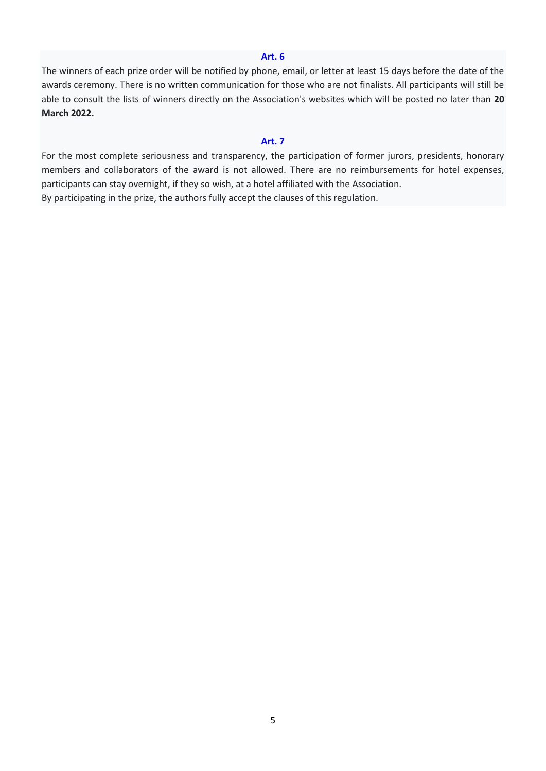**Art. 6**

The winners of each prize order will be notified by phone, email, or letter at least 15 days before the date of the awards ceremony. There is no written communication for those who are not finalists. All participants will still be able to consult the lists of winners directly on the Association's websites which will be posted no later than **20 March 2022.**

**Art. 7**

For the most complete seriousness and transparency, the participation of former jurors, presidents, honorary members and collaborators of the award is not allowed. There are no reimbursements for hotel expenses, participants can stay overnight, if they so wish, at a hotel affiliated with the Association.
By participating in the prize, the authors fully accept the clauses of this regulation.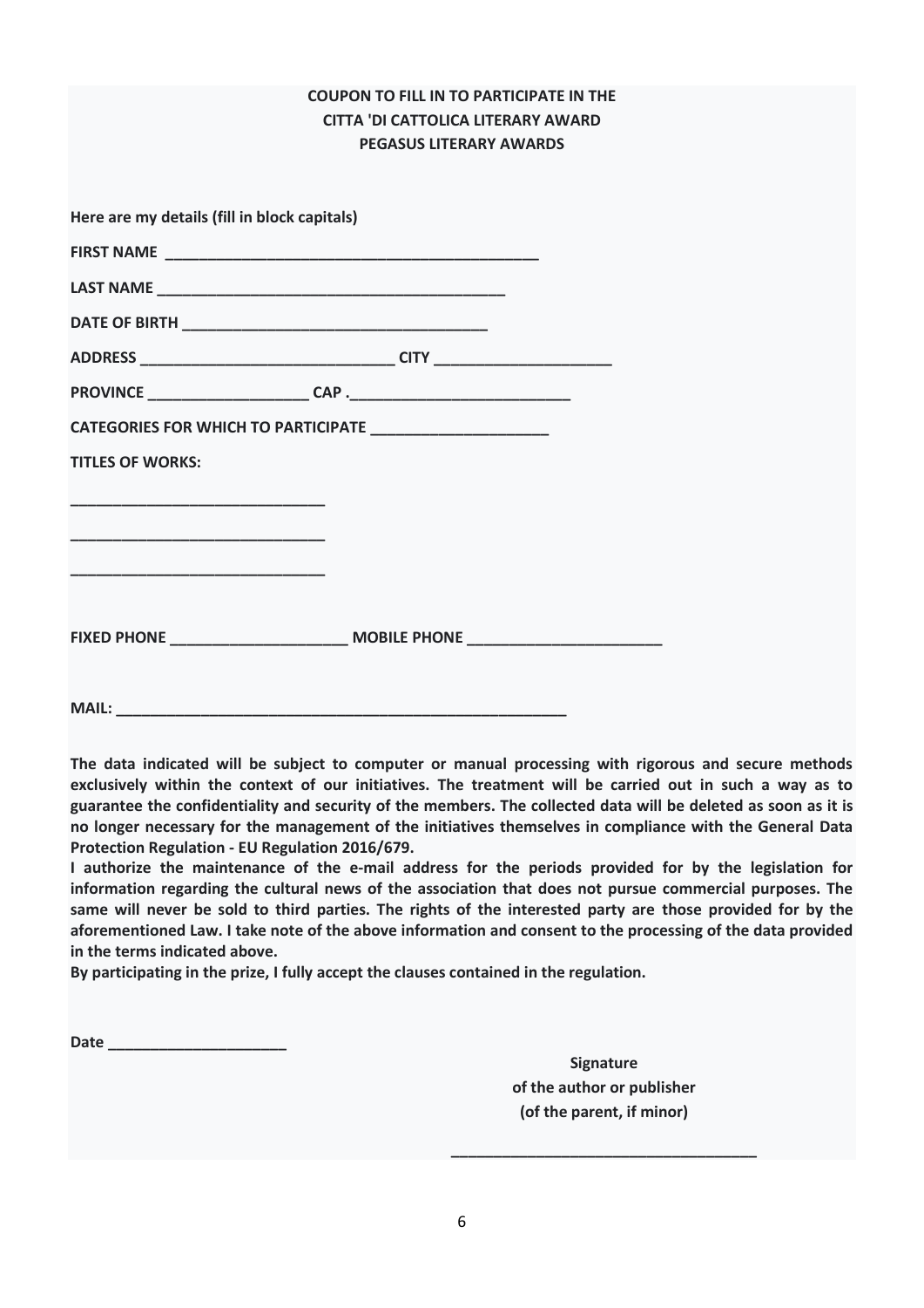**COUPON TO FILL IN TO PARTICIPATE IN THE**
**CITTA 'DI CATTOLICA LITERARY AWARD**
**PEGASUS LITERARY AWARDS**

**Here are my details (fill in block capitals)**

**FIRST NAME** _____________________________________________

**LAST NAME** __________________________________________

**DATE OF BIRTH** ____________________________________

**ADDRESS** ______________________________ **CITY** _____________________

**PROVINCE** ___________________ **CAP .**__________________________

**CATEGORIES FOR WHICH TO PARTICIPATE** _____________________

**TITLES OF WORKS:**

______________________________

______________________________

______________________________

**FIXED PHONE** _____________________ **MOBILE PHONE** _______________________

**MAIL:** ______________________________________________________

**The data indicated will be subject to computer or manual processing with rigorous and secure methods exclusively within the context of our initiatives. The treatment will be carried out in such a way as to guarantee the confidentiality and security of the members. The collected data will be deleted as soon as it is no longer necessary for the management of the initiatives themselves in compliance with the General Data Protection Regulation - EU Regulation 2016/679.**
**I authorize the maintenance of the e-mail address for the periods provided for by the legislation for information regarding the cultural news of the association that does not pursue commercial purposes. The same will never be sold to third parties. The rights of the interested party are those provided for by the aforementioned Law. I take note of the above information and consent to the processing of the data provided in the terms indicated above.**
**By participating in the prize, I fully accept the clauses contained in the regulation.**

**Date** _____________________

**Signature**
**of the author or publisher**
**(of the parent, if minor)**

____________________________________